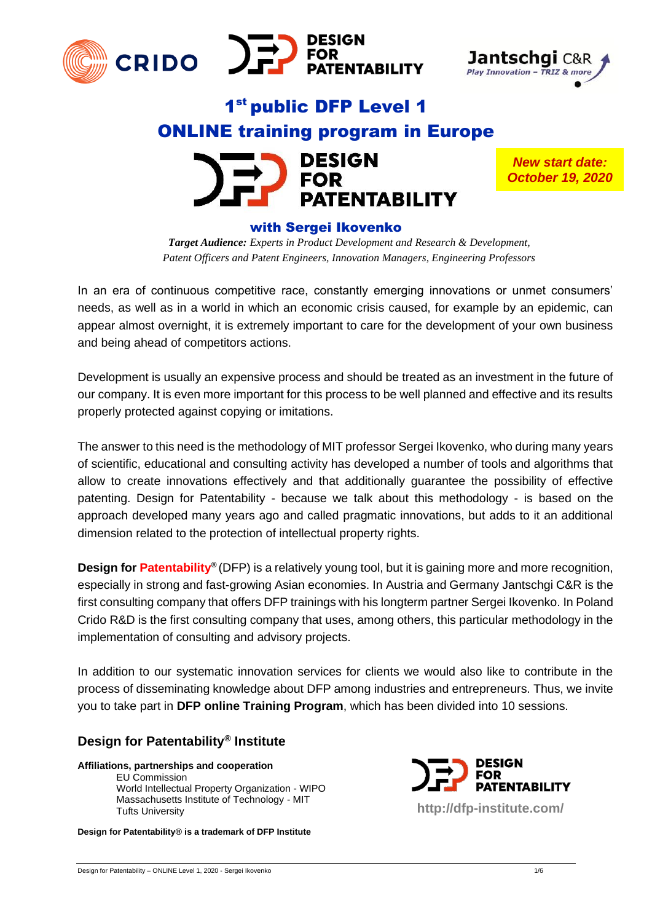# 1st public DFP Level 1 ONLINE training program in Europe

DESIGN FOR PATENTABILITY

*New start date: October 19, 2020*

## with Sergei Ikovenko

***Target Audience:*** *Experts in Product Development and Research & Development, Patent Officers and Patent Engineers, Innovation Managers, Engineering Professors*

In an era of continuous competitive race, constantly emerging innovations or unmet consumers' needs, as well as in a world in which an economic crisis caused, for example by an epidemic, can appear almost overnight, it is extremely important to care for the development of your own business and being ahead of competitors actions.

Development is usually an expensive process and should be treated as an investment in the future of our company. It is even more important for this process to be well planned and effective and its results properly protected against copying or imitations.

The answer to this need is the methodology of MIT professor Sergei Ikovenko, who during many years of scientific, educational and consulting activity has developed a number of tools and algorithms that allow to create innovations effectively and that additionally guarantee the possibility of effective patenting. Design for Patentability - because we talk about this methodology - is based on the approach developed many years ago and called pragmatic innovations, but adds to it an additional dimension related to the protection of intellectual property rights.

**Design for Patentability®** (DFP) is a relatively young tool, but it is gaining more and more recognition, especially in strong and fast-growing Asian economies. In Austria and Germany Jantschgi C&R is the first consulting company that offers DFP trainings with his longterm partner Sergei Ikovenko. In Poland Crido R&D is the first consulting company that uses, among others, this particular methodology in the implementation of consulting and advisory projects.

In addition to our systematic innovation services for clients we would also like to contribute in the process of disseminating knowledge about DFP among industries and entrepreneurs. Thus, we invite you to take part in **DFP online Training Program**, which has been divided into 10 sessions.

### Design for Patentability® Institute

**Affiliations, partnerships and cooperation**

- EU Commission
- World Intellectual Property Organization - WIPO
- Massachusetts Institute of Technology - MIT
- Tufts University

**Design for Patentability® is a trademark of DFP Institute**

http://dfp-institute.com/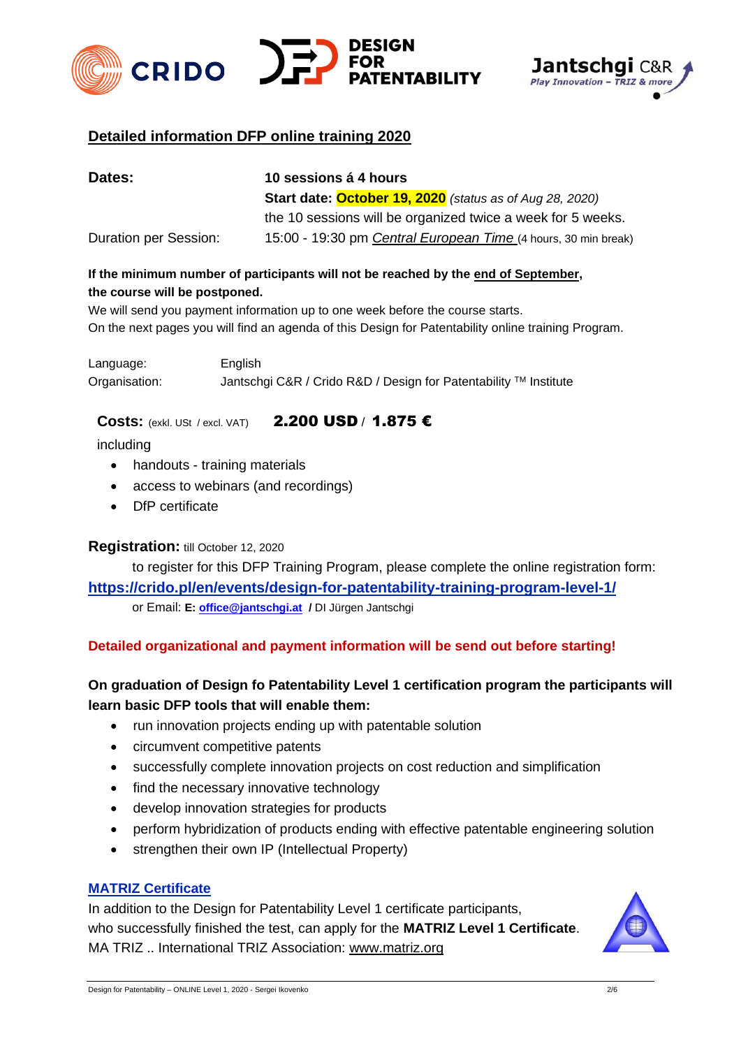## Detailed information DFP online training 2020

| | |
|---|---|
| **Dates:** | **10 sessions á 4 hours** |
| | **Start date: October 19, 2020** *(status as of Aug 28, 2020)* |
| | the 10 sessions will be organized twice a week for 5 weeks. |
| Duration per Session: | 15:00 - 19:30 pm *Central European Time* (4 hours, 30 min break) |

**If the minimum number of participants will not be reached by the end of September, the course will be postponed.**

We will send you payment information up to one week before the course starts.
On the next pages you will find an agenda of this Design for Patentability online training Program.

| | |
|---|---|
| Language: | English |
| Organisation: | Jantschgi C&R / Crido R&D / Design for Patentability ™ Institute |

**Costs:** (exkl. USt / excl. VAT) **2.200 USD** / **1.875 €**

including

- handouts - training materials
- access to webinars (and recordings)
- DfP certificate

**Registration:** till October 12, 2020

to register for this DFP Training Program, please complete the online registration form:
**https://crido.pl/en/events/design-for-patentability-training-program-level-1/**
or Email: **E: office@jantschgi.at /** DI Jürgen Jantschgi

**Detailed organizational and payment information will be send out before starting!**

**On graduation of Design fo Patentability Level 1 certification program the participants will learn basic DFP tools that will enable them:**

- run innovation projects ending up with patentable solution
- circumvent competitive patents
- successfully complete innovation projects on cost reduction and simplification
- find the necessary innovative technology
- develop innovation strategies for products
- perform hybridization of products ending with effective patentable engineering solution
- strengthen their own IP (Intellectual Property)

### MATRIZ Certificate

In addition to the Design for Patentability Level 1 certificate participants, who successfully finished the test, can apply for the **MATRIZ Level 1 Certificate**.
MA TRIZ .. International TRIZ Association: www.matriz.org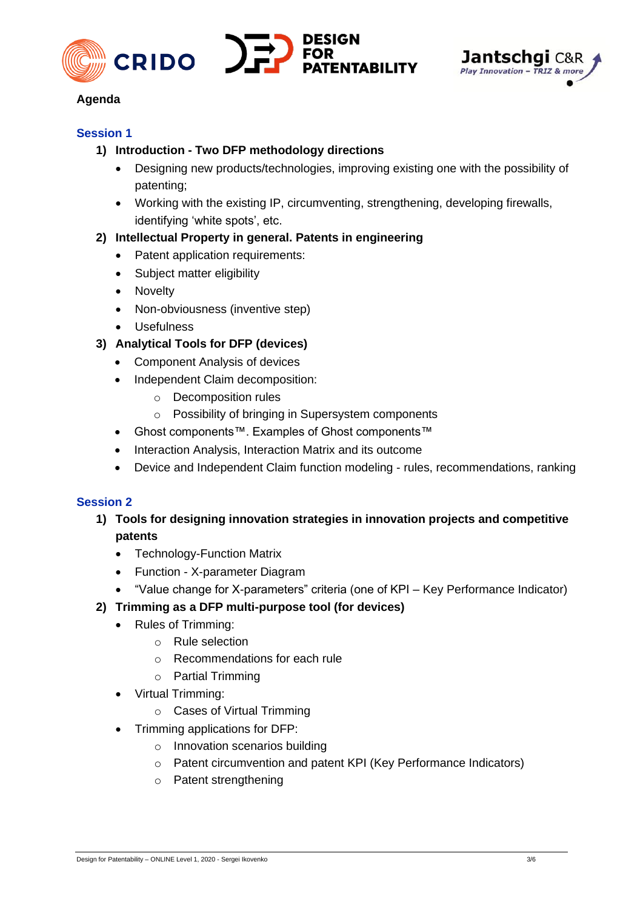**Agenda**

## Session 1

1) **Introduction - Two DFP methodology directions**
   - Designing new products/technologies, improving existing one with the possibility of patenting;
   - Working with the existing IP, circumventing, strengthening, developing firewalls, identifying 'white spots', etc.
2) **Intellectual Property in general. Patents in engineering**
   - Patent application requirements:
   - Subject matter eligibility
   - Novelty
   - Non-obviousness (inventive step)
   - Usefulness
3) **Analytical Tools for DFP (devices)**
   - Component Analysis of devices
   - Independent Claim decomposition:
     - Decomposition rules
     - Possibility of bringing in Supersystem components
   - Ghost components™. Examples of Ghost components™
   - Interaction Analysis, Interaction Matrix and its outcome
   - Device and Independent Claim function modeling - rules, recommendations, ranking

## Session 2

1) **Tools for designing innovation strategies in innovation projects and competitive patents**
   - Technology-Function Matrix
   - Function - X-parameter Diagram
   - "Value change for X-parameters" criteria (one of KPI – Key Performance Indicator)
2) **Trimming as a DFP multi-purpose tool (for devices)**
   - Rules of Trimming:
     - Rule selection
     - Recommendations for each rule
     - Partial Trimming
   - Virtual Trimming:
     - Cases of Virtual Trimming
   - Trimming applications for DFP:
     - Innovation scenarios building
     - Patent circumvention and patent KPI (Key Performance Indicators)
     - Patent strengthening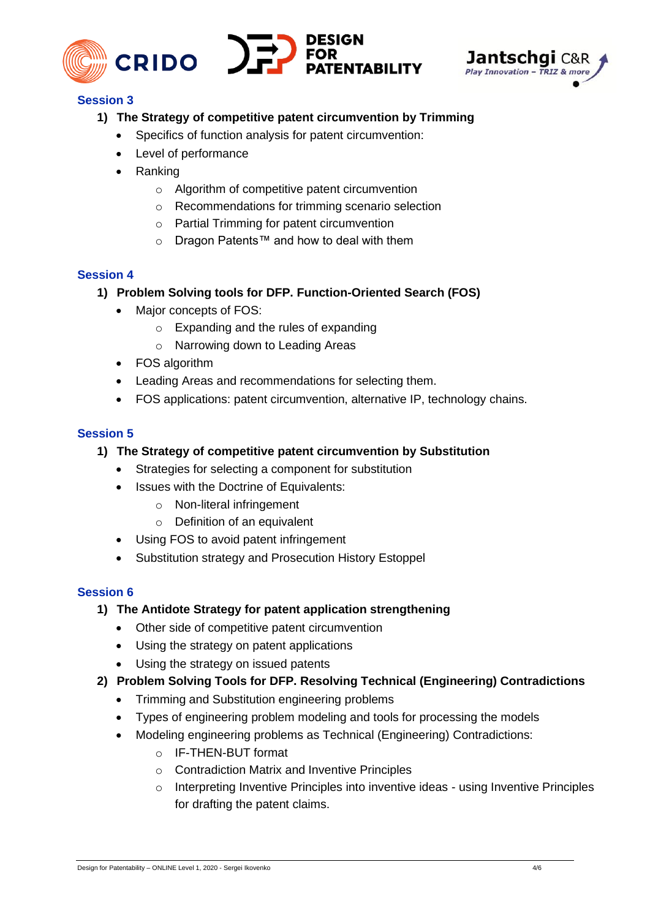## Session 3

1) **The Strategy of competitive patent circumvention by Trimming**
    - Specifics of function analysis for patent circumvention:
    - Level of performance
    - Ranking
        - Algorithm of competitive patent circumvention
        - Recommendations for trimming scenario selection
        - Partial Trimming for patent circumvention
        - Dragon Patents™ and how to deal with them

## Session 4

1) **Problem Solving tools for DFP. Function-Oriented Search (FOS)**
    - Major concepts of FOS:
        - Expanding and the rules of expanding
        - Narrowing down to Leading Areas
    - FOS algorithm
    - Leading Areas and recommendations for selecting them.
    - FOS applications: patent circumvention, alternative IP, technology chains.

## Session 5

1) **The Strategy of competitive patent circumvention by Substitution**
    - Strategies for selecting a component for substitution
    - Issues with the Doctrine of Equivalents:
        - Non-literal infringement
        - Definition of an equivalent
    - Using FOS to avoid patent infringement
    - Substitution strategy and Prosecution History Estoppel

## Session 6

1) **The Antidote Strategy for patent application strengthening**
    - Other side of competitive patent circumvention
    - Using the strategy on patent applications
    - Using the strategy on issued patents
2) **Problem Solving Tools for DFP. Resolving Technical (Engineering) Contradictions**
    - Trimming and Substitution engineering problems
    - Types of engineering problem modeling and tools for processing the models
    - Modeling engineering problems as Technical (Engineering) Contradictions:
        - IF-THEN-BUT format
        - Contradiction Matrix and Inventive Principles
        - Interpreting Inventive Principles into inventive ideas - using Inventive Principles for drafting the patent claims.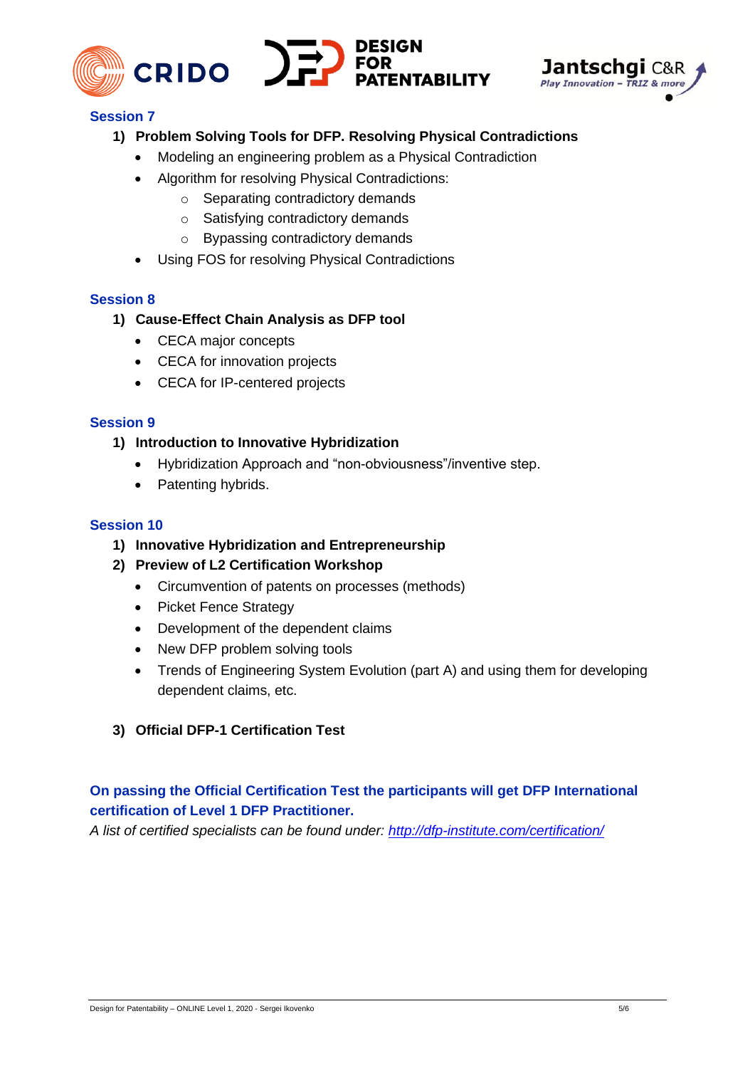## Session 7

1) **Problem Solving Tools for DFP. Resolving Physical Contradictions**
   - Modeling an engineering problem as a Physical Contradiction
   - Algorithm for resolving Physical Contradictions:
     - Separating contradictory demands
     - Satisfying contradictory demands
     - Bypassing contradictory demands
   - Using FOS for resolving Physical Contradictions

## Session 8

1) **Cause-Effect Chain Analysis as DFP tool**
   - CECA major concepts
   - CECA for innovation projects
   - CECA for IP-centered projects

## Session 9

1) **Introduction to Innovative Hybridization**
   - Hybridization Approach and “non-obviousness”/inventive step.
   - Patenting hybrids.

## Session 10

1) **Innovative Hybridization and Entrepreneurship**
2) **Preview of L2 Certification Workshop**
   - Circumvention of patents on processes (methods)
   - Picket Fence Strategy
   - Development of the dependent claims
   - New DFP problem solving tools
   - Trends of Engineering System Evolution (part A) and using them for developing dependent claims, etc.

3) **Official DFP-1 Certification Test**

**On passing the Official Certification Test the participants will get DFP International certification of Level 1 DFP Practitioner.**

*A list of certified specialists can be found under: http://dfp-institute.com/certification/*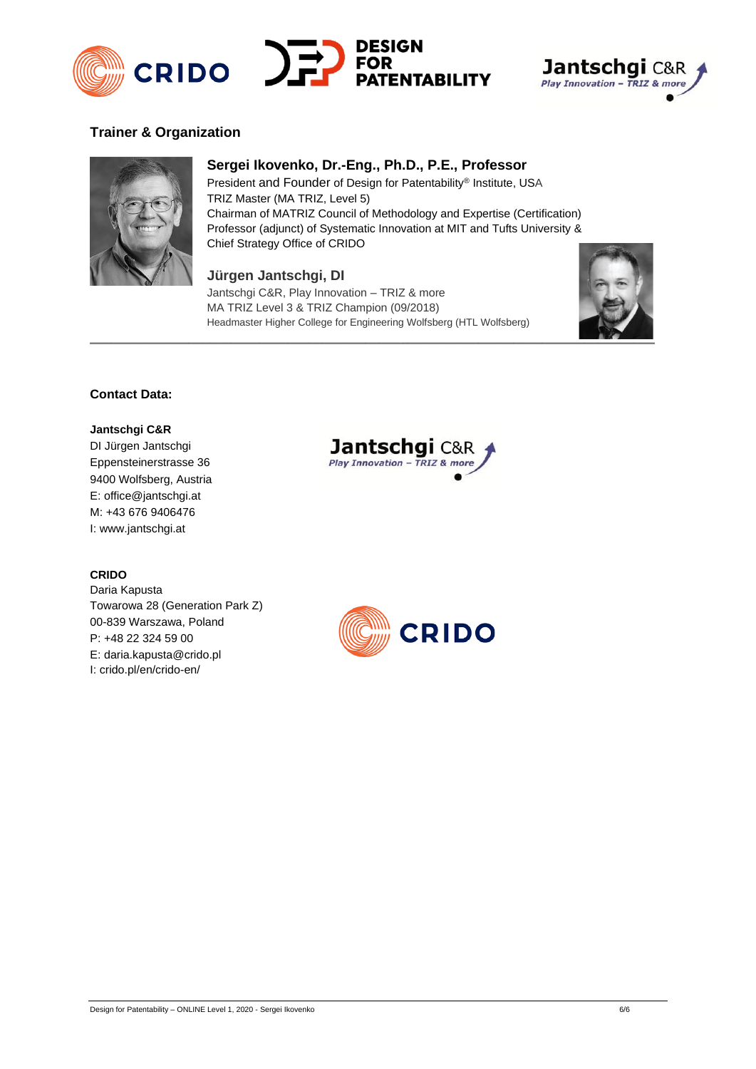## Trainer & Organization

### Sergei Ikovenko, Dr.-Eng., Ph.D., P.E., Professor

President and Founder of Design for Patentability® Institute, USA
TRIZ Master (MA TRIZ, Level 5)
Chairman of MATRIZ Council of Methodology and Expertise (Certification)
Professor (adjunct) of Systematic Innovation at MIT and Tufts University &
Chief Strategy Office of CRIDO

### Jürgen Jantschgi, DI

Jantschgi C&R, Play Innovation – TRIZ & more
MA TRIZ Level 3 & TRIZ Champion (09/2018)
Headmaster Higher College for Engineering Wolfsberg (HTL Wolfsberg)

---

**Contact Data:**

**Jantschgi C&R**
DI Jürgen Jantschgi
Eppensteinerstrasse 36
9400 Wolfsberg, Austria
E: office@jantschgi.at
M: +43 676 9406476
I: www.jantschgi.at

**CRIDO**
Daria Kapusta
Towarowa 28 (Generation Park Z)
00-839 Warszawa, Poland
P: +48 22 324 59 00
E: daria.kapusta@crido.pl
I: crido.pl/en/crido-en/